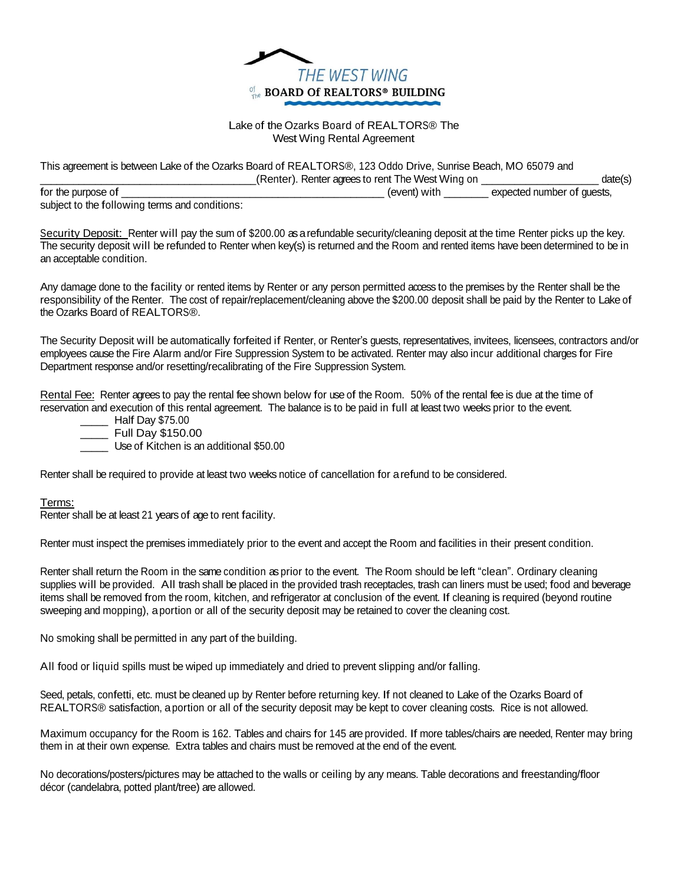THE WEST WING

of The BOARD Of REALTORS® BUILDING

Lake of the Ozarks Board of REALTORS® The West Wing Rental Agreement

This agreement is between Lake of the Ozarks Board of REALTORS®, 123 Oddo Drive, Sunrise Beach, MO 65079 and ____________________________________(Renter). Renter agrees to rent The West Wing on ____________________ date(s) for the purpose of ______________________________________________ (event) with ________ expected number of guests, subject to the following terms and conditions:

Security Deposit: Renter will pay the sum of $200.00 as a refundable security/cleaning deposit at the time Renter picks up the key. The security deposit will be refunded to Renter when key(s) is returned and the Room and rented items have been determined to be in an acceptable condition.

Any damage done to the facility or rented items by Renter or any person permitted access to the premises by the Renter shall be the responsibility of the Renter. The cost of repair/replacement/cleaning above the $200.00 deposit shall be paid by the Renter to Lake of the Ozarks Board of REALTORS®.

The Security Deposit will be automatically forfeited if Renter, or Renter's guests, representatives, invitees, licensees, contractors and/or employees cause the Fire Alarm and/or Fire Suppression System to be activated. Renter may also incur additional charges for Fire Department response and/or resetting/recalibrating of the Fire Suppression System.

Rental Fee: Renter agrees to pay the rental fee shown below for use of the Room. 50% of the rental fee is due at the time of reservation and execution of this rental agreement. The balance is to be paid in full at least two weeks prior to the event.

_____ Half Day $75.00
_____ Full Day $150.00
_____ Use of Kitchen is an additional $50.00

Renter shall be required to provide at least two weeks notice of cancellation for a refund to be considered.

Terms:

Renter shall be at least 21 years of age to rent facility.

Renter must inspect the premises immediately prior to the event and accept the Room and facilities in their present condition.

Renter shall return the Room in the same condition as prior to the event. The Room should be left "clean". Ordinary cleaning supplies will be provided. All trash shall be placed in the provided trash receptacles, trash can liners must be used; food and beverage items shall be removed from the room, kitchen, and refrigerator at conclusion of the event. If cleaning is required (beyond routine sweeping and mopping), a portion or all of the security deposit may be retained to cover the cleaning cost.

No smoking shall be permitted in any part of the building.

All food or liquid spills must be wiped up immediately and dried to prevent slipping and/or falling.

Seed, petals, confetti, etc. must be cleaned up by Renter before returning key. If not cleaned to Lake of the Ozarks Board of REALTORS® satisfaction, a portion or all of the security deposit may be kept to cover cleaning costs. Rice is not allowed.

Maximum occupancy for the Room is 162. Tables and chairs for 145 are provided. If more tables/chairs are needed, Renter may bring them in at their own expense. Extra tables and chairs must be removed at the end of the event.

No decorations/posters/pictures may be attached to the walls or ceiling by any means. Table decorations and freestanding/floor décor (candelabra, potted plant/tree) are allowed.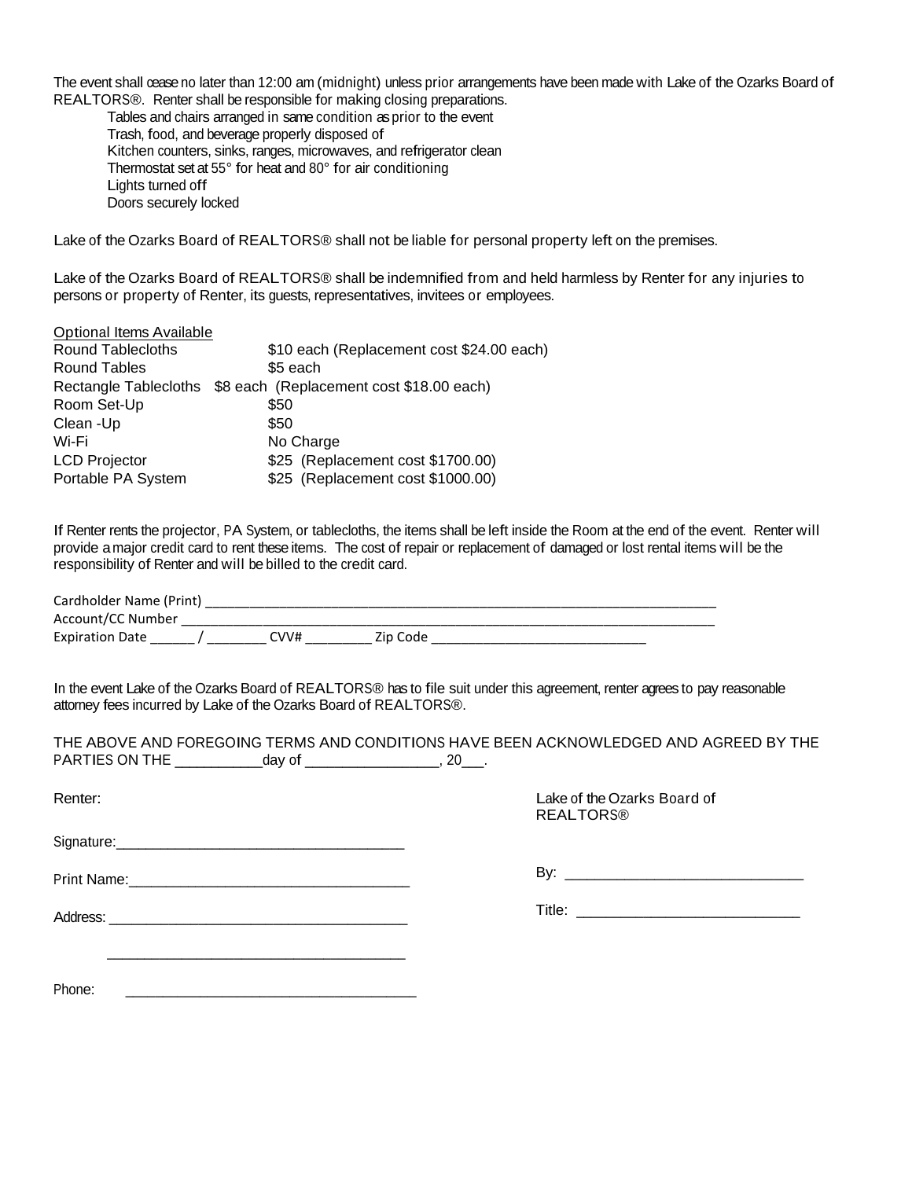The event shall cease no later than 12:00 am (midnight) unless prior arrangements have been made with Lake of the Ozarks Board of REALTORS®. Renter shall be responsible for making closing preparations.

- Tables and chairs arranged in same condition as prior to the event
- Trash, food, and beverage properly disposed of
- Kitchen counters, sinks, ranges, microwaves, and refrigerator clean
- Thermostat set at 55° for heat and 80° for air conditioning
- Lights turned off
- Doors securely locked

Lake of the Ozarks Board of REALTORS® shall not be liable for personal property left on the premises.

Lake of the Ozarks Board of REALTORS® shall be indemnified from and held harmless by Renter for any injuries to persons or property of Renter, its guests, representatives, invitees or employees.

| Optional Items Available | |
|---|---|
| Round Tablecloths | $10 each (Replacement cost $24.00 each) |
| Round Tables | $5 each |
| Rectangle Tablecloths | $8 each (Replacement cost $18.00 each) |
| Room Set-Up | $50 |
| Clean -Up | $50 |
| Wi-Fi | No Charge |
| LCD Projector | $25 (Replacement cost $1700.00) |
| Portable PA System | $25 (Replacement cost $1000.00) |

If Renter rents the projector, PA System, or tablecloths, the items shall be left inside the Room at the end of the event. Renter will provide a major credit card to rent these items. The cost of repair or replacement of damaged or lost rental items will be the responsibility of Renter and will be billed to the credit card.

Cardholder Name (Print) ___________________________________________________________________________

Account/CC Number _______________________________________________________________________________

Expiration Date ______ / ________ CVV# _________ Zip Code ______________________________

In the event Lake of the Ozarks Board of REALTORS® has to file suit under this agreement, renter agrees to pay reasonable attorney fees incurred by Lake of the Ozarks Board of REALTORS®.

THE ABOVE AND FOREGOING TERMS AND CONDITIONS HAVE BEEN ACKNOWLEDGED AND AGREED BY THE PARTIES ON THE ___________day of _________________, 20___.

Renter:

Signature:_____________________________________

Print Name:____________________________________

Address: ______________________________________

_______________________________________

Phone: _______________________________________

Lake of the Ozarks Board of REALTORS®

By: ______________________________

Title: ____________________________